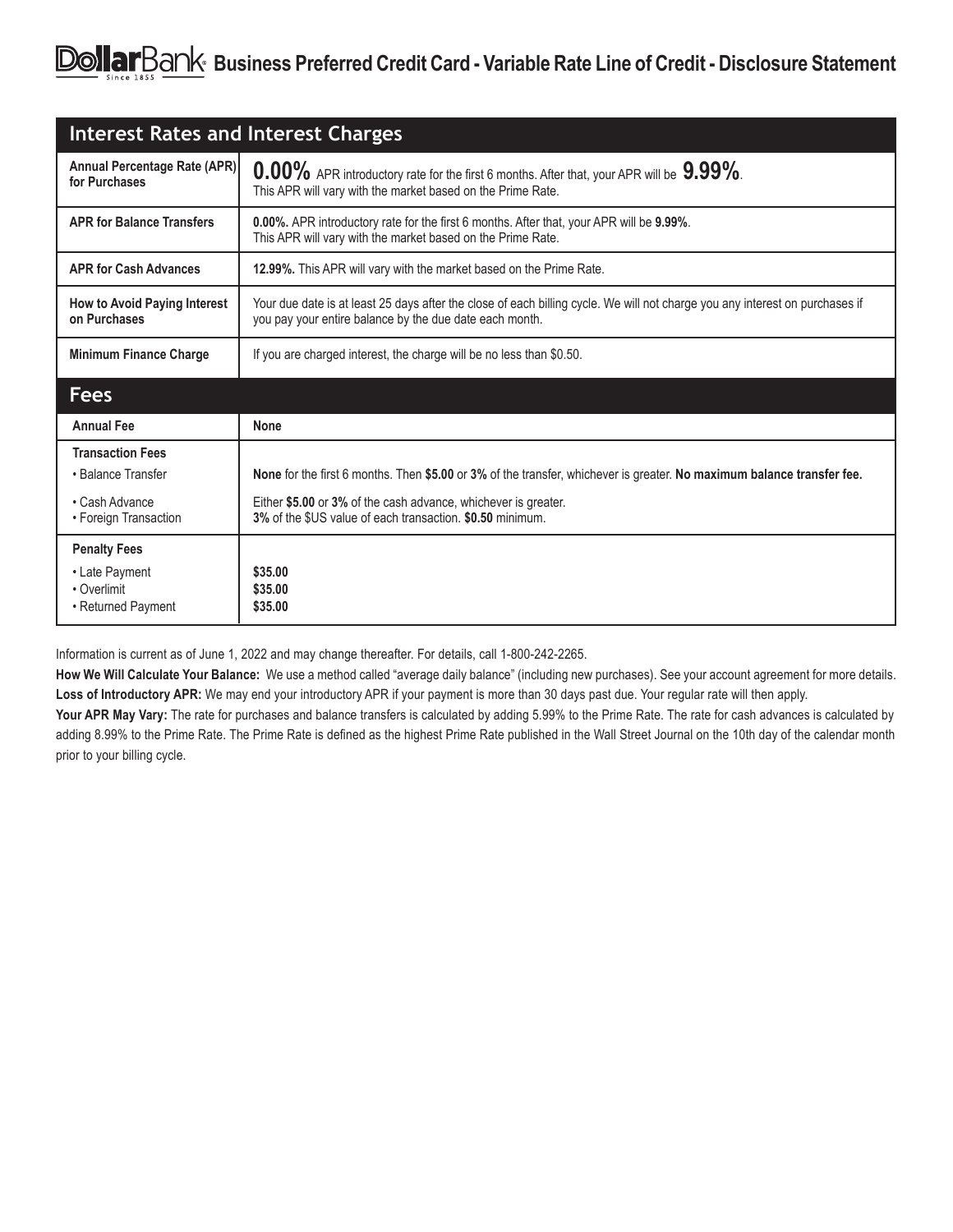# DollarBank Business Preferred Credit Card - Variable Rate Line of Credit - Disclosure Statement

| Interest Rates and Interest Charges | |
|---|---|
| **Annual Percentage Rate (APR) for Purchases** | **0.00%** APR introductory rate for the first 6 months. After that, your APR will be **9.99%**. This APR will vary with the market based on the Prime Rate. |
| **APR for Balance Transfers** | **0.00%.** APR introductory rate for the first 6 months. After that, your APR will be **9.99%**. This APR will vary with the market based on the Prime Rate. |
| **APR for Cash Advances** | **12.99%.** This APR will vary with the market based on the Prime Rate. |
| **How to Avoid Paying Interest on Purchases** | Your due date is at least 25 days after the close of each billing cycle. We will not charge you any interest on purchases if you pay your entire balance by the due date each month. |
| **Minimum Finance Charge** | If you are charged interest, the charge will be no less than $0.50. |

| Fees | |
|---|---|
| **Annual Fee** | **None** |
| **Transaction Fees** | |
| • Balance Transfer | **None** for the first 6 months. Then **$5.00** or **3%** of the transfer, whichever is greater. **No maximum balance transfer fee.** |
| • Cash Advance | Either **$5.00** or **3%** of the cash advance, whichever is greater. |
| • Foreign Transaction | **3%** of the $US value of each transaction. **$0.50** minimum. |
| **Penalty Fees** | |
| • Late Payment | **$35.00** |
| • Overlimit | **$35.00** |
| • Returned Payment | **$35.00** |

Information is current as of June 1, 2022 and may change thereafter. For details, call 1-800-242-2265.

**How We Will Calculate Your Balance:** We use a method called "average daily balance" (including new purchases). See your account agreement for more details.

**Loss of Introductory APR:** We may end your introductory APR if your payment is more than 30 days past due. Your regular rate will then apply.

**Your APR May Vary:** The rate for purchases and balance transfers is calculated by adding 5.99% to the Prime Rate. The rate for cash advances is calculated by adding 8.99% to the Prime Rate. The Prime Rate is defined as the highest Prime Rate published in the Wall Street Journal on the 10th day of the calendar month prior to your billing cycle.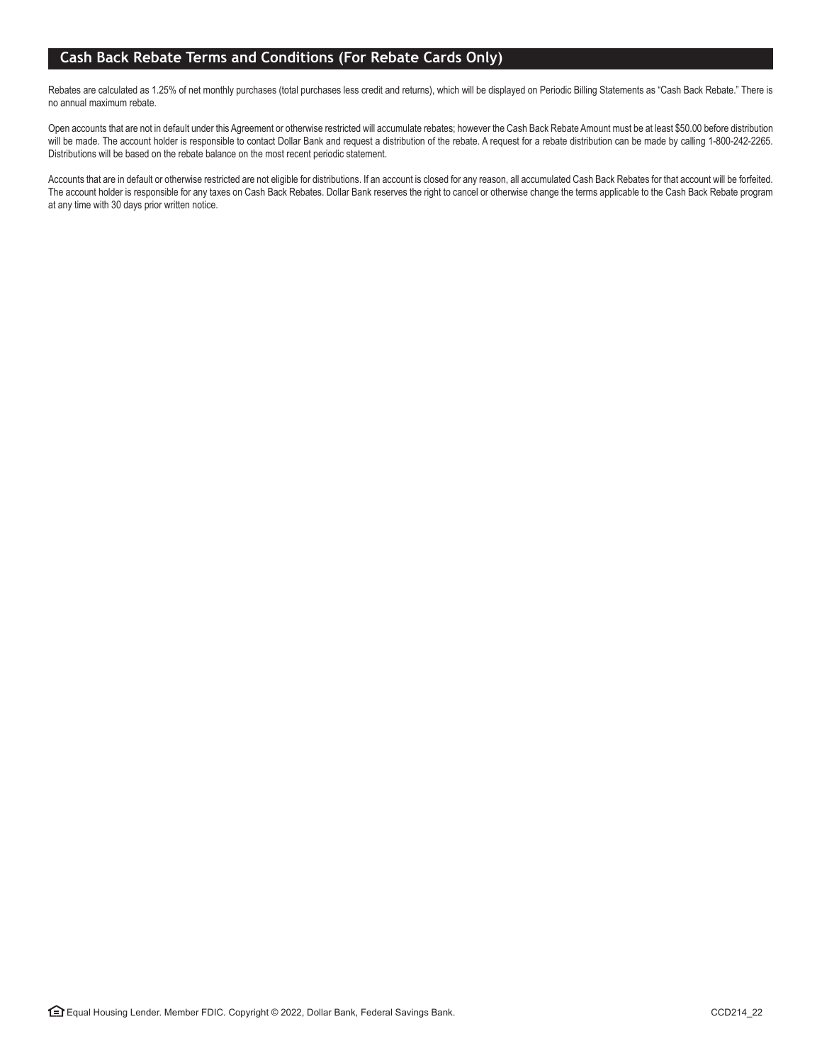## Cash Back Rebate Terms and Conditions (For Rebate Cards Only)

Rebates are calculated as 1.25% of net monthly purchases (total purchases less credit and returns), which will be displayed on Periodic Billing Statements as "Cash Back Rebate." There is no annual maximum rebate.

Open accounts that are not in default under this Agreement or otherwise restricted will accumulate rebates; however the Cash Back Rebate Amount must be at least $50.00 before distribution will be made. The account holder is responsible to contact Dollar Bank and request a distribution of the rebate. A request for a rebate distribution can be made by calling 1-800-242-2265. Distributions will be based on the rebate balance on the most recent periodic statement.

Accounts that are in default or otherwise restricted are not eligible for distributions. If an account is closed for any reason, all accumulated Cash Back Rebates for that account will be forfeited. The account holder is responsible for any taxes on Cash Back Rebates. Dollar Bank reserves the right to cancel or otherwise change the terms applicable to the Cash Back Rebate program at any time with 30 days prior written notice.

Equal Housing Lender. Member FDIC. Copyright © 2022, Dollar Bank, Federal Savings Bank.

CCD214_22